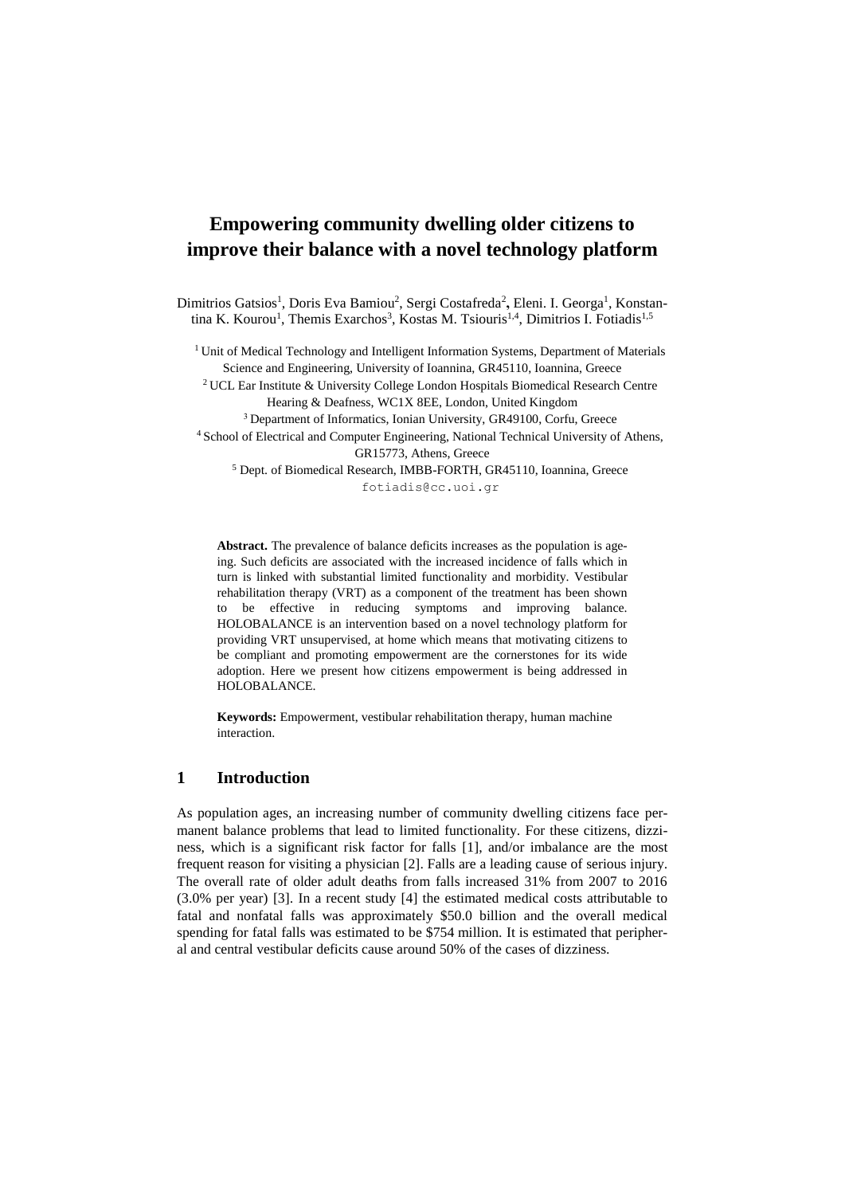# Empowering community dwelling older citizens to improve their balance with a novel technology platform

Dimitrios Gatsios[1], Doris Eva Bamiou[2], Sergi Costafreda[2], Eleni. I. Georga[1], Konstantina K. Kourou[1], Themis Exarchos[3], Kostas M. Tsiouris[1,4], Dimitrios I. Fotiadis[1,5]

[1] Unit of Medical Technology and Intelligent Information Systems, Department of Materials Science and Engineering, University of Ioannina, GR45110, Ioannina, Greece
[2] UCL Ear Institute & University College London Hospitals Biomedical Research Centre Hearing & Deafness, WC1X 8EE, London, United Kingdom
[3] Department of Informatics, Ionian University, GR49100, Corfu, Greece
[4] School of Electrical and Computer Engineering, National Technical University of Athens, GR15773, Athens, Greece
[5] Dept. of Biomedical Research, IMBB-FORTH, GR45110, Ioannina, Greece
fotiadis@cc.uoi.gr

**Abstract.** The prevalence of balance deficits increases as the population is ageing. Such deficits are associated with the increased incidence of falls which in turn is linked with substantial limited functionality and morbidity. Vestibular rehabilitation therapy (VRT) as a component of the treatment has been shown to be effective in reducing symptoms and improving balance. HOLOBALANCE is an intervention based on a novel technology platform for providing VRT unsupervised, at home which means that motivating citizens to be compliant and promoting empowerment are the cornerstones for its wide adoption. Here we present how citizens empowerment is being addressed in HOLOBALANCE.

**Keywords:** Empowerment, vestibular rehabilitation therapy, human machine interaction.

## 1 Introduction

As population ages, an increasing number of community dwelling citizens face permanent balance problems that lead to limited functionality. For these citizens, dizziness, which is a significant risk factor for falls [1], and/or imbalance are the most frequent reason for visiting a physician [2]. Falls are a leading cause of serious injury. The overall rate of older adult deaths from falls increased 31% from 2007 to 2016 (3.0% per year) [3]. In a recent study [4] the estimated medical costs attributable to fatal and nonfatal falls was approximately $50.0 billion and the overall medical spending for fatal falls was estimated to be $754 million. It is estimated that peripheral and central vestibular deficits cause around 50% of the cases of dizziness.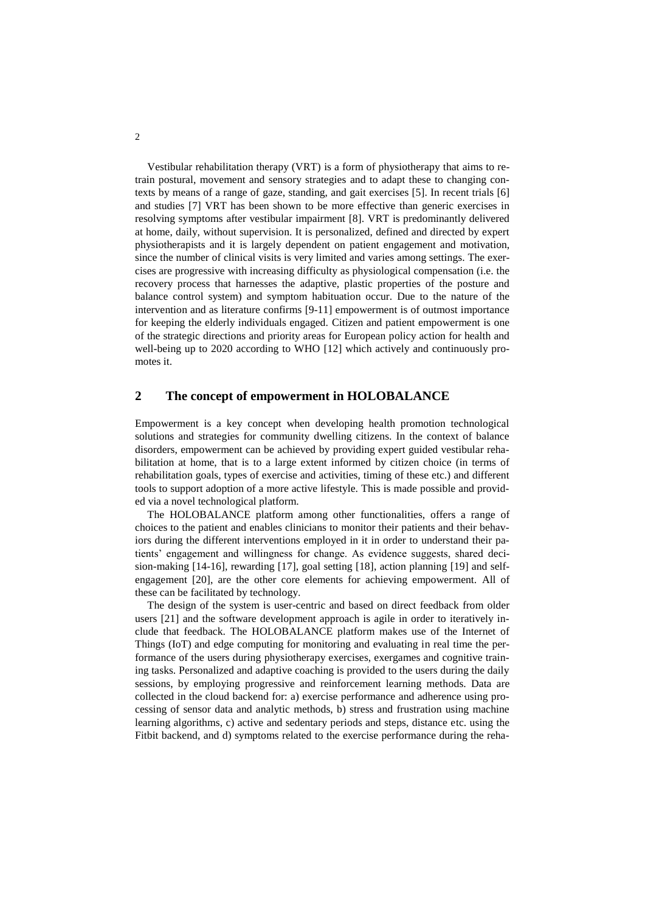Vestibular rehabilitation therapy (VRT) is a form of physiotherapy that aims to retrain postural, movement and sensory strategies and to adapt these to changing contexts by means of a range of gaze, standing, and gait exercises [5]. In recent trials [6] and studies [7] VRT has been shown to be more effective than generic exercises in resolving symptoms after vestibular impairment [8]. VRT is predominantly delivered at home, daily, without supervision. It is personalized, defined and directed by expert physiotherapists and it is largely dependent on patient engagement and motivation, since the number of clinical visits is very limited and varies among settings. The exercises are progressive with increasing difficulty as physiological compensation (i.e. the recovery process that harnesses the adaptive, plastic properties of the posture and balance control system) and symptom habituation occur. Due to the nature of the intervention and as literature confirms [9-11] empowerment is of outmost importance for keeping the elderly individuals engaged. Citizen and patient empowerment is one of the strategic directions and priority areas for European policy action for health and well-being up to 2020 according to WHO [12] which actively and continuously promotes it.

## 2 The concept of empowerment in HOLOBALANCE

Empowerment is a key concept when developing health promotion technological solutions and strategies for community dwelling citizens. In the context of balance disorders, empowerment can be achieved by providing expert guided vestibular rehabilitation at home, that is to a large extent informed by citizen choice (in terms of rehabilitation goals, types of exercise and activities, timing of these etc.) and different tools to support adoption of a more active lifestyle. This is made possible and provided via a novel technological platform.

The HOLOBALANCE platform among other functionalities, offers a range of choices to the patient and enables clinicians to monitor their patients and their behaviors during the different interventions employed in it in order to understand their patients' engagement and willingness for change. As evidence suggests, shared decision-making [14-16], rewarding [17], goal setting [18], action planning [19] and self-engagement [20], are the other core elements for achieving empowerment. All of these can be facilitated by technology.

The design of the system is user-centric and based on direct feedback from older users [21] and the software development approach is agile in order to iteratively include that feedback. The HOLOBALANCE platform makes use of the Internet of Things (IoT) and edge computing for monitoring and evaluating in real time the performance of the users during physiotherapy exercises, exergames and cognitive training tasks. Personalized and adaptive coaching is provided to the users during the daily sessions, by employing progressive and reinforcement learning methods. Data are collected in the cloud backend for: a) exercise performance and adherence using processing of sensor data and analytic methods, b) stress and frustration using machine learning algorithms, c) active and sedentary periods and steps, distance etc. using the Fitbit backend, and d) symptoms related to the exercise performance during the reha-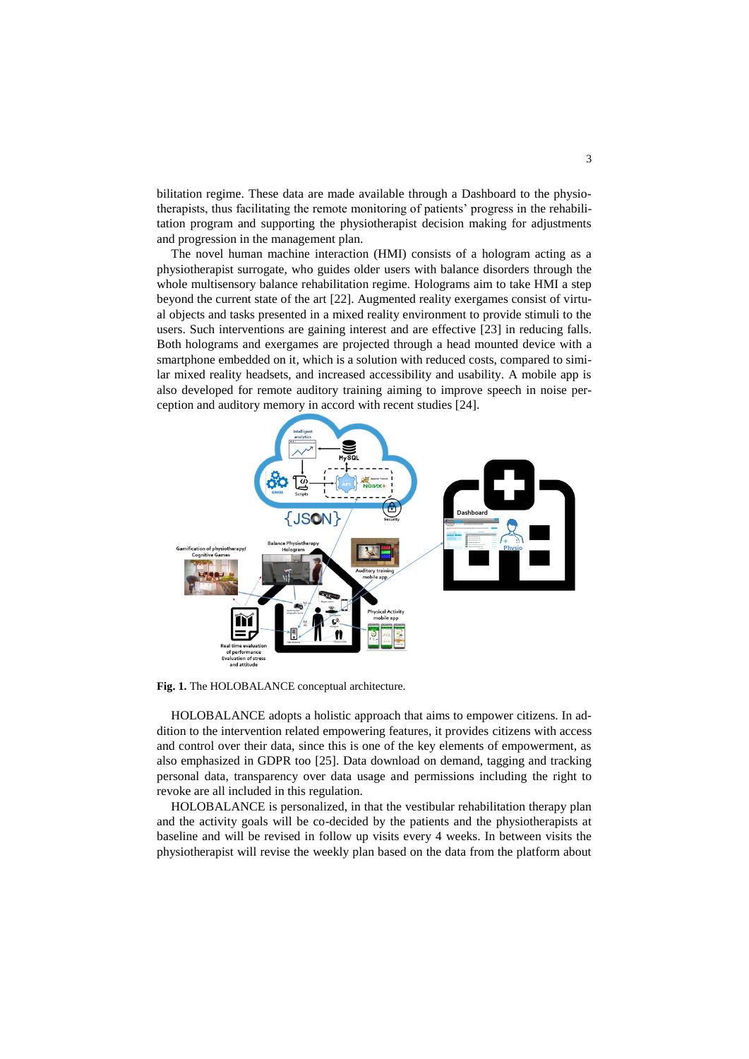bilitation regime. These data are made available through a Dashboard to the physiotherapists, thus facilitating the remote monitoring of patients' progress in the rehabilitation program and supporting the physiotherapist decision making for adjustments and progression in the management plan.

The novel human machine interaction (HMI) consists of a hologram acting as a physiotherapist surrogate, who guides older users with balance disorders through the whole multisensory balance rehabilitation regime. Holograms aim to take HMI a step beyond the current state of the art [22]. Augmented reality exergames consist of virtual objects and tasks presented in a mixed reality environment to provide stimuli to the users. Such interventions are gaining interest and are effective [23] in reducing falls. Both holograms and exergames are projected through a head mounted device with a smartphone embedded on it, which is a solution with reduced costs, compared to similar mixed reality headsets, and increased accessibility and usability. A mobile app is also developed for remote auditory training aiming to improve speech in noise perception and auditory memory in accord with recent studies [24].

**Fig. 1.** The HOLOBALANCE conceptual architecture.

HOLOBALANCE adopts a holistic approach that aims to empower citizens. In addition to the intervention related empowering features, it provides citizens with access and control over their data, since this is one of the key elements of empowerment, as also emphasized in GDPR too [25]. Data download on demand, tagging and tracking personal data, transparency over data usage and permissions including the right to revoke are all included in this regulation.

HOLOBALANCE is personalized, in that the vestibular rehabilitation therapy plan and the activity goals will be co-decided by the patients and the physiotherapists at baseline and will be revised in follow up visits every 4 weeks. In between visits the physiotherapist will revise the weekly plan based on the data from the platform about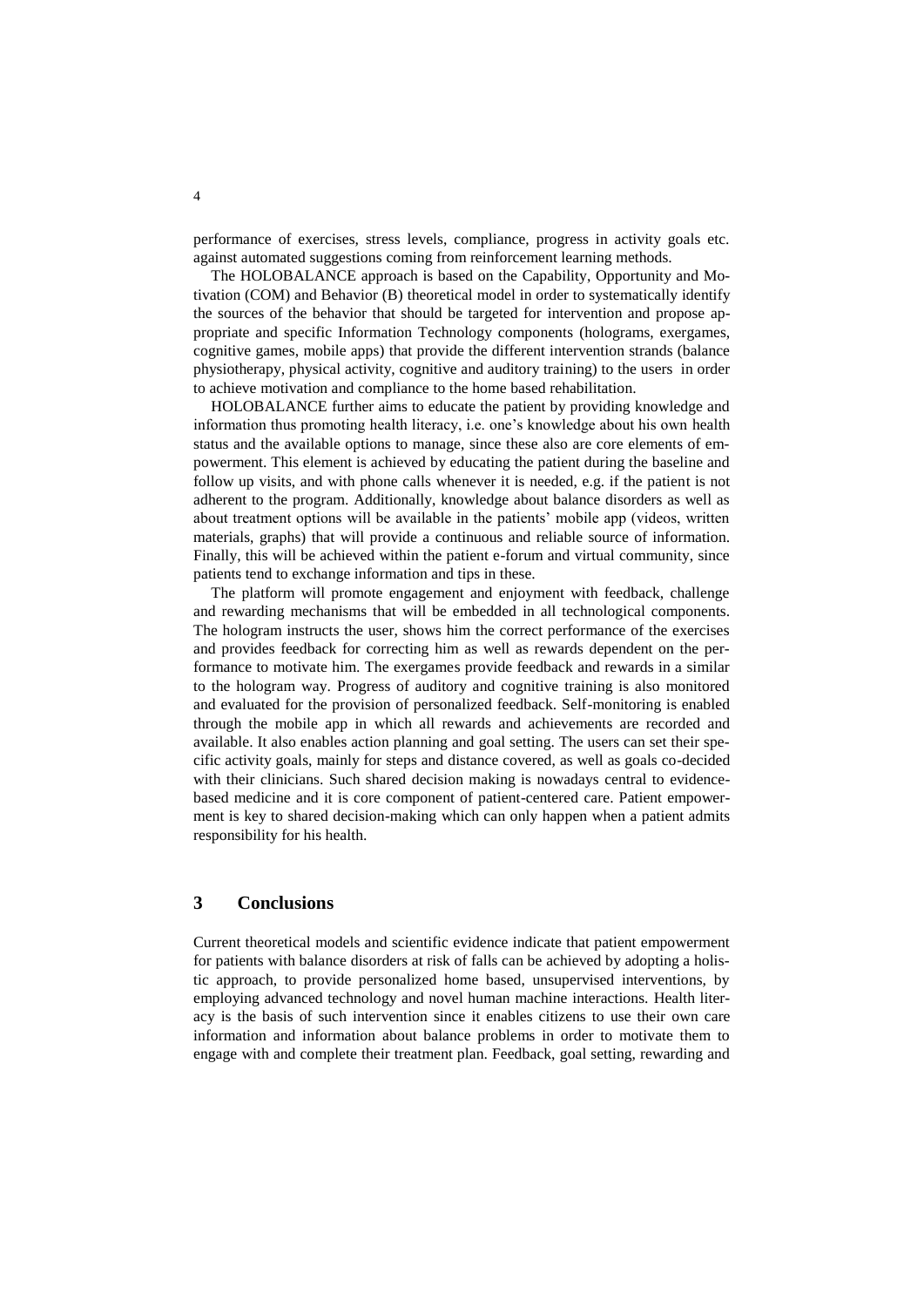performance of exercises, stress levels, compliance, progress in activity goals etc. against automated suggestions coming from reinforcement learning methods.

The HOLOBALANCE approach is based on the Capability, Opportunity and Motivation (COM) and Behavior (B) theoretical model in order to systematically identify the sources of the behavior that should be targeted for intervention and propose appropriate and specific Information Technology components (holograms, exergames, cognitive games, mobile apps) that provide the different intervention strands (balance physiotherapy, physical activity, cognitive and auditory training) to the users in order to achieve motivation and compliance to the home based rehabilitation.

HOLOBALANCE further aims to educate the patient by providing knowledge and information thus promoting health literacy, i.e. one's knowledge about his own health status and the available options to manage, since these also are core elements of empowerment. This element is achieved by educating the patient during the baseline and follow up visits, and with phone calls whenever it is needed, e.g. if the patient is not adherent to the program. Additionally, knowledge about balance disorders as well as about treatment options will be available in the patients' mobile app (videos, written materials, graphs) that will provide a continuous and reliable source of information. Finally, this will be achieved within the patient e-forum and virtual community, since patients tend to exchange information and tips in these.

The platform will promote engagement and enjoyment with feedback, challenge and rewarding mechanisms that will be embedded in all technological components. The hologram instructs the user, shows him the correct performance of the exercises and provides feedback for correcting him as well as rewards dependent on the performance to motivate him. The exergames provide feedback and rewards in a similar to the hologram way. Progress of auditory and cognitive training is also monitored and evaluated for the provision of personalized feedback. Self-monitoring is enabled through the mobile app in which all rewards and achievements are recorded and available. It also enables action planning and goal setting. The users can set their specific activity goals, mainly for steps and distance covered, as well as goals co-decided with their clinicians. Such shared decision making is nowadays central to evidence-based medicine and it is core component of patient-centered care. Patient empowerment is key to shared decision-making which can only happen when a patient admits responsibility for his health.

## 3 Conclusions

Current theoretical models and scientific evidence indicate that patient empowerment for patients with balance disorders at risk of falls can be achieved by adopting a holistic approach, to provide personalized home based, unsupervised interventions, by employing advanced technology and novel human machine interactions. Health literacy is the basis of such intervention since it enables citizens to use their own care information and information about balance problems in order to motivate them to engage with and complete their treatment plan. Feedback, goal setting, rewarding and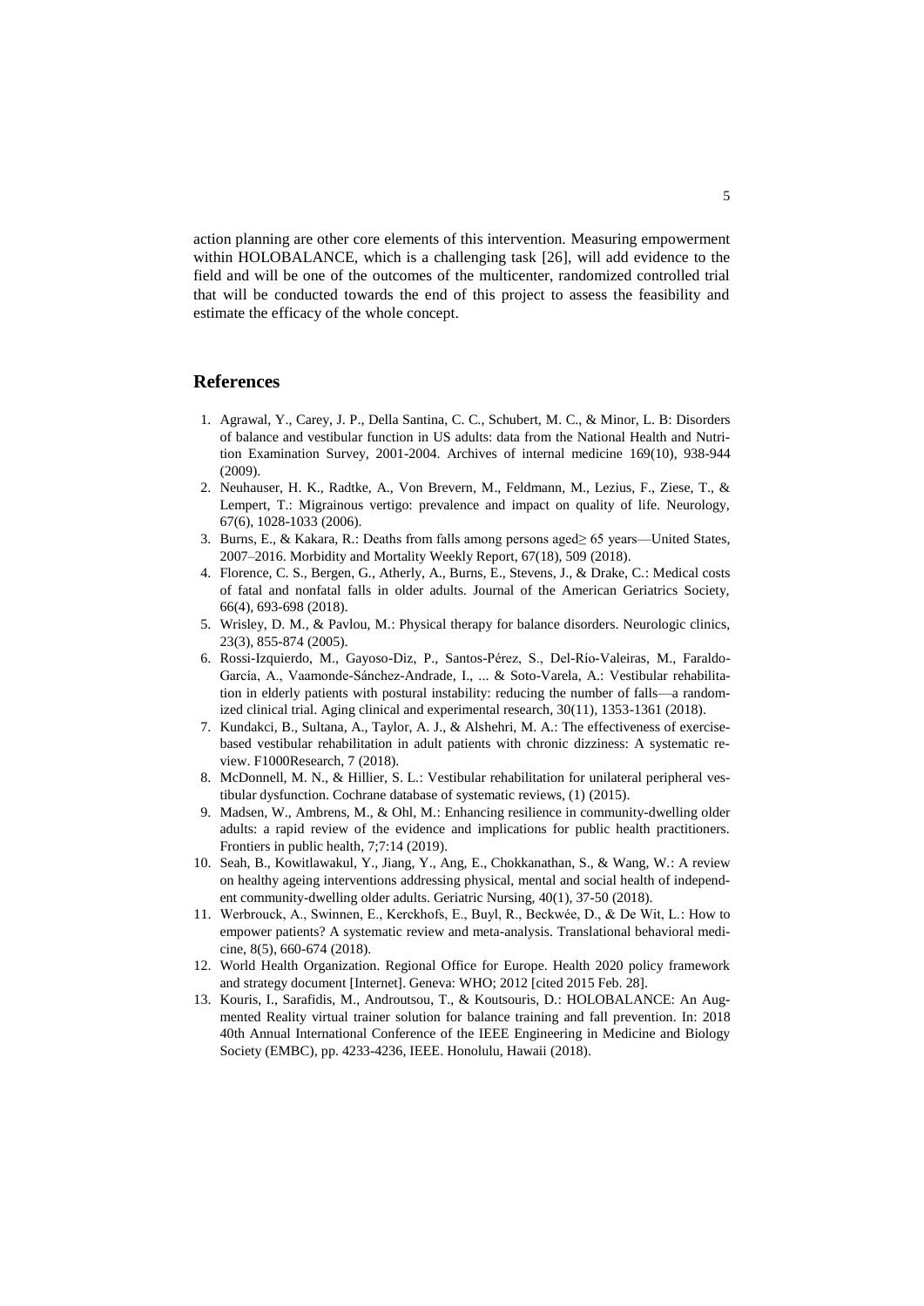action planning are other core elements of this intervention. Measuring empowerment within HOLOBALANCE, which is a challenging task [26], will add evidence to the field and will be one of the outcomes of the multicenter, randomized controlled trial that will be conducted towards the end of this project to assess the feasibility and estimate the efficacy of the whole concept.

## References

1. Agrawal, Y., Carey, J. P., Della Santina, C. C., Schubert, M. C., & Minor, L. B: Disorders of balance and vestibular function in US adults: data from the National Health and Nutrition Examination Survey, 2001-2004. Archives of internal medicine 169(10), 938-944 (2009).
2. Neuhauser, H. K., Radtke, A., Von Brevern, M., Feldmann, M., Lezius, F., Ziese, T., & Lempert, T.: Migrainous vertigo: prevalence and impact on quality of life. Neurology, 67(6), 1028-1033 (2006).
3. Burns, E., & Kakara, R.: Deaths from falls among persons aged≥ 65 years—United States, 2007–2016. Morbidity and Mortality Weekly Report, 67(18), 509 (2018).
4. Florence, C. S., Bergen, G., Atherly, A., Burns, E., Stevens, J., & Drake, C.: Medical costs of fatal and nonfatal falls in older adults. Journal of the American Geriatrics Society, 66(4), 693-698 (2018).
5. Wrisley, D. M., & Pavlou, M.: Physical therapy for balance disorders. Neurologic clinics, 23(3), 855-874 (2005).
6. Rossi-Izquierdo, M., Gayoso-Diz, P., Santos-Pérez, S., Del-Río-Valeiras, M., Faraldo-García, A., Vaamonde-Sánchez-Andrade, I., ... & Soto-Varela, A.: Vestibular rehabilitation in elderly patients with postural instability: reducing the number of falls—a randomized clinical trial. Aging clinical and experimental research, 30(11), 1353-1361 (2018).
7. Kundakci, B., Sultana, A., Taylor, A. J., & Alshehri, M. A.: The effectiveness of exercise-based vestibular rehabilitation in adult patients with chronic dizziness: A systematic review. F1000Research, 7 (2018).
8. McDonnell, M. N., & Hillier, S. L.: Vestibular rehabilitation for unilateral peripheral vestibular dysfunction. Cochrane database of systematic reviews, (1) (2015).
9. Madsen, W., Ambrens, M., & Ohl, M.: Enhancing resilience in community-dwelling older adults: a rapid review of the evidence and implications for public health practitioners. Frontiers in public health, 7;7:14 (2019).
10. Seah, B., Kowitlawakul, Y., Jiang, Y., Ang, E., Chokkanathan, S., & Wang, W.: A review on healthy ageing interventions addressing physical, mental and social health of independent community-dwelling older adults. Geriatric Nursing, 40(1), 37-50 (2018).
11. Werbrouck, A., Swinnen, E., Kerckhofs, E., Buyl, R., Beckwée, D., & De Wit, L.: How to empower patients? A systematic review and meta-analysis. Translational behavioral medicine, 8(5), 660-674 (2018).
12. World Health Organization. Regional Office for Europe. Health 2020 policy framework and strategy document [Internet]. Geneva: WHO; 2012 [cited 2015 Feb. 28].
13. Kouris, I., Sarafidis, M., Androutsou, T., & Koutsouris, D.: HOLOBALANCE: An Augmented Reality virtual trainer solution for balance training and fall prevention. In: 2018 40th Annual International Conference of the IEEE Engineering in Medicine and Biology Society (EMBC), pp. 4233-4236, IEEE. Honolulu, Hawaii (2018).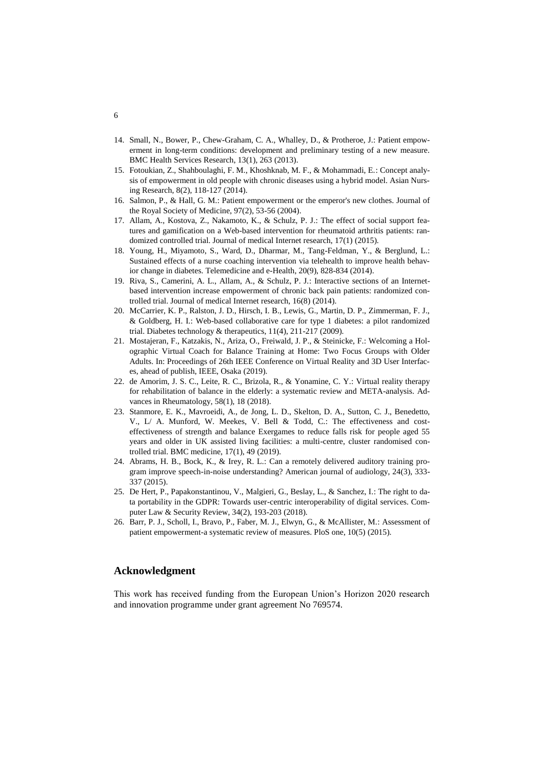14. Small, N., Bower, P., Chew-Graham, C. A., Whalley, D., & Protheroe, J.: Patient empowerment in long-term conditions: development and preliminary testing of a new measure. BMC Health Services Research, 13(1), 263 (2013).
15. Fotoukian, Z., Shahboulaghi, F. M., Khoshknab, M. F., & Mohammadi, E.: Concept analysis of empowerment in old people with chronic diseases using a hybrid model. Asian Nursing Research, 8(2), 118-127 (2014).
16. Salmon, P., & Hall, G. M.: Patient empowerment or the emperor's new clothes. Journal of the Royal Society of Medicine, 97(2), 53-56 (2004).
17. Allam, A., Kostova, Z., Nakamoto, K., & Schulz, P. J.: The effect of social support features and gamification on a Web-based intervention for rheumatoid arthritis patients: randomized controlled trial. Journal of medical Internet research, 17(1) (2015).
18. Young, H., Miyamoto, S., Ward, D., Dharmar, M., Tang-Feldman, Y., & Berglund, L.: Sustained effects of a nurse coaching intervention via telehealth to improve health behavior change in diabetes. Telemedicine and e-Health, 20(9), 828-834 (2014).
19. Riva, S., Camerini, A. L., Allam, A., & Schulz, P. J.: Interactive sections of an Internet-based intervention increase empowerment of chronic back pain patients: randomized controlled trial. Journal of medical Internet research, 16(8) (2014).
20. McCarrier, K. P., Ralston, J. D., Hirsch, I. B., Lewis, G., Martin, D. P., Zimmerman, F. J., & Goldberg, H. I.: Web-based collaborative care for type 1 diabetes: a pilot randomized trial. Diabetes technology & therapeutics, 11(4), 211-217 (2009).
21. Mostajeran, F., Katzakis, N., Ariza, O., Freiwald, J. P., & Steinicke, F.: Welcoming a Holographic Virtual Coach for Balance Training at Home: Two Focus Groups with Older Adults. In: Proceedings of 26th IEEE Conference on Virtual Reality and 3D User Interfaces, ahead of publish, IEEE, Osaka (2019).
22. de Amorim, J. S. C., Leite, R. C., Brizola, R., & Yonamine, C. Y.: Virtual reality therapy for rehabilitation of balance in the elderly: a systematic review and META-analysis. Advances in Rheumatology, 58(1), 18 (2018).
23. Stanmore, E. K., Mavroeidi, A., de Jong, L. D., Skelton, D. A., Sutton, C. J., Benedetto, V., L/ A. Munford, W. Meekes, V. Bell & Todd, C.: The effectiveness and cost-effectiveness of strength and balance Exergames to reduce falls risk for people aged 55 years and older in UK assisted living facilities: a multi-centre, cluster randomised controlled trial. BMC medicine, 17(1), 49 (2019).
24. Abrams, H. B., Bock, K., & Irey, R. L.: Can a remotely delivered auditory training program improve speech-in-noise understanding? American journal of audiology, 24(3), 333-337 (2015).
25. De Hert, P., Papakonstantinou, V., Malgieri, G., Beslay, L., & Sanchez, I.: The right to data portability in the GDPR: Towards user-centric interoperability of digital services. Computer Law & Security Review, 34(2), 193-203 (2018).
26. Barr, P. J., Scholl, I., Bravo, P., Faber, M. J., Elwyn, G., & McAllister, M.: Assessment of patient empowerment-a systematic review of measures. PloS one, 10(5) (2015).

## Acknowledgment

This work has received funding from the European Union's Horizon 2020 research and innovation programme under grant agreement No 769574.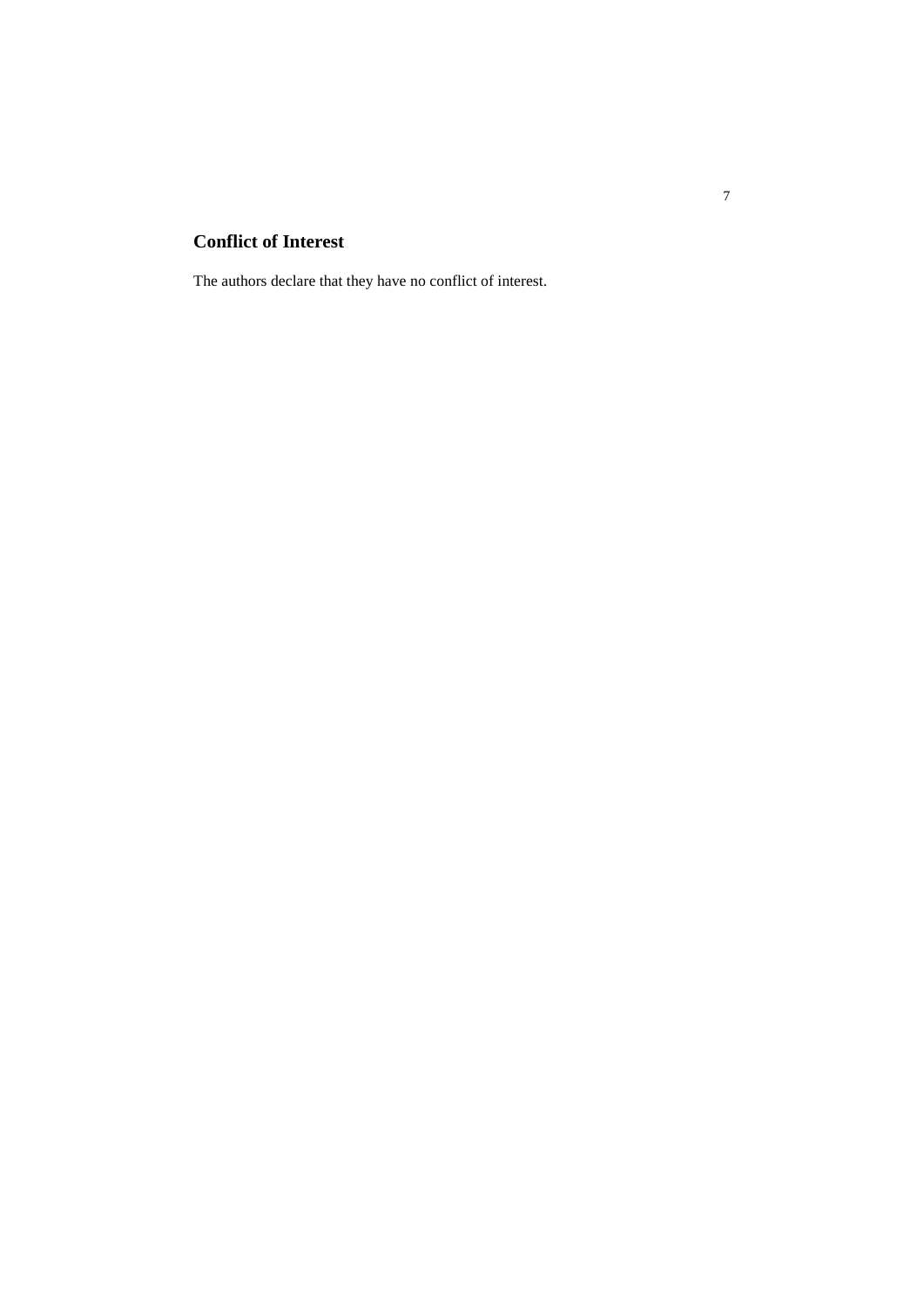## Conflict of Interest

The authors declare that they have no conflict of interest.